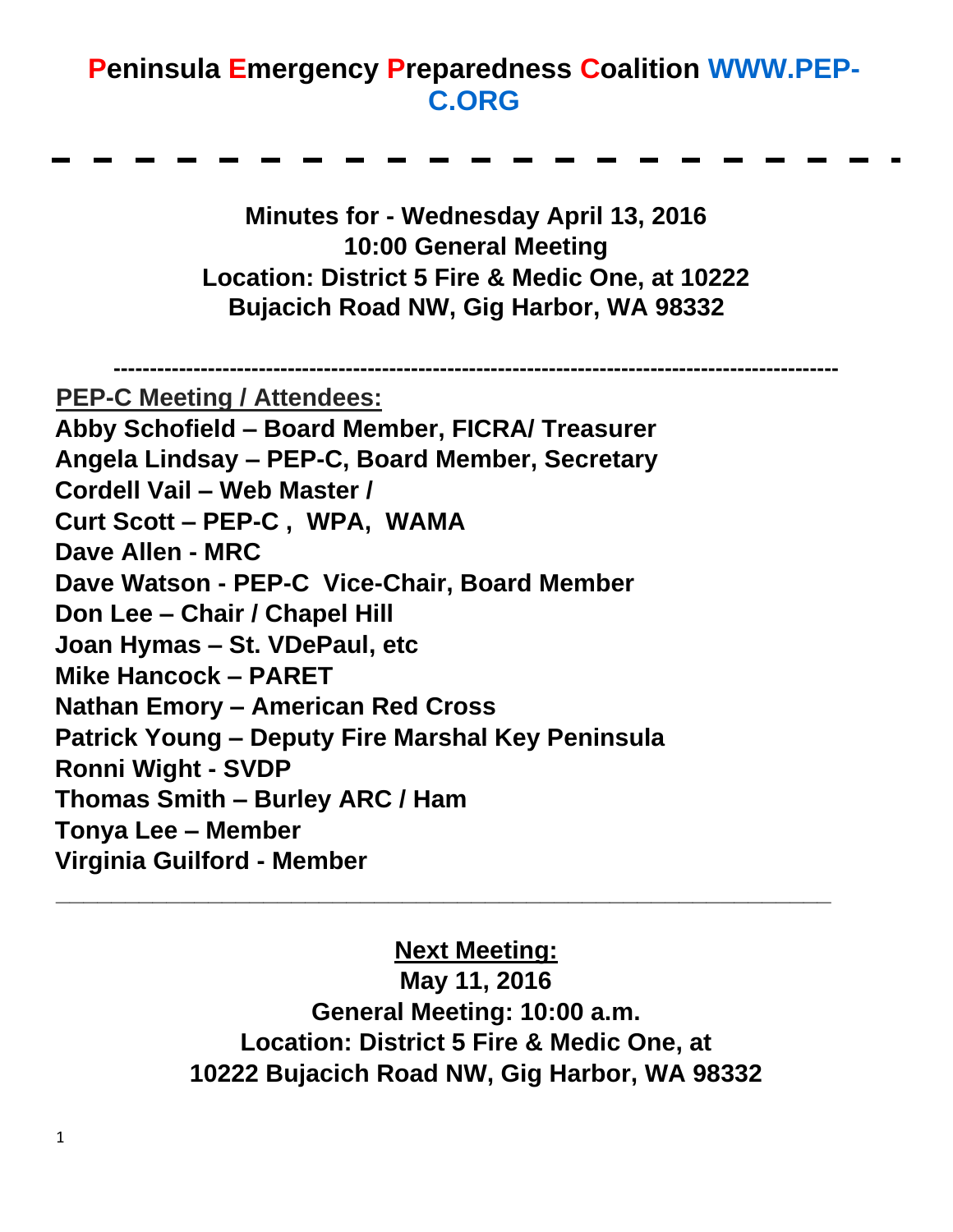# Peninsula Emergency Preparedness Coalition WWW.PEP-C.ORG

---

**Minutes for - Wednesday April 13, 2016**
**10:00 General Meeting**
**Location: District 5 Fire & Medic One, at 10222 Bujacich Road NW, Gig Harbor, WA 98332**

---

## PEP-C Meeting / Attendees:

**Abby Schofield – Board Member, FICRA/ Treasurer**
**Angela Lindsay – PEP-C, Board Member, Secretary**
**Cordell Vail – Web Master /**
**Curt Scott – PEP-C , WPA, WAMA**
**Dave Allen - MRC**
**Dave Watson - PEP-C Vice-Chair, Board Member**
**Don Lee – Chair / Chapel Hill**
**Joan Hymas – St. VDePaul, etc**
**Mike Hancock – PARET**
**Nathan Emory – American Red Cross**
**Patrick Young – Deputy Fire Marshal Key Peninsula**
**Ronni Wight - SVDP**
**Thomas Smith – Burley ARC / Ham**
**Tonya Lee – Member**
**Virginia Guilford - Member**

---

**Next Meeting:**
**May 11, 2016**
**General Meeting: 10:00 a.m.**
**Location: District 5 Fire & Medic One, at 10222 Bujacich Road NW, Gig Harbor, WA 98332**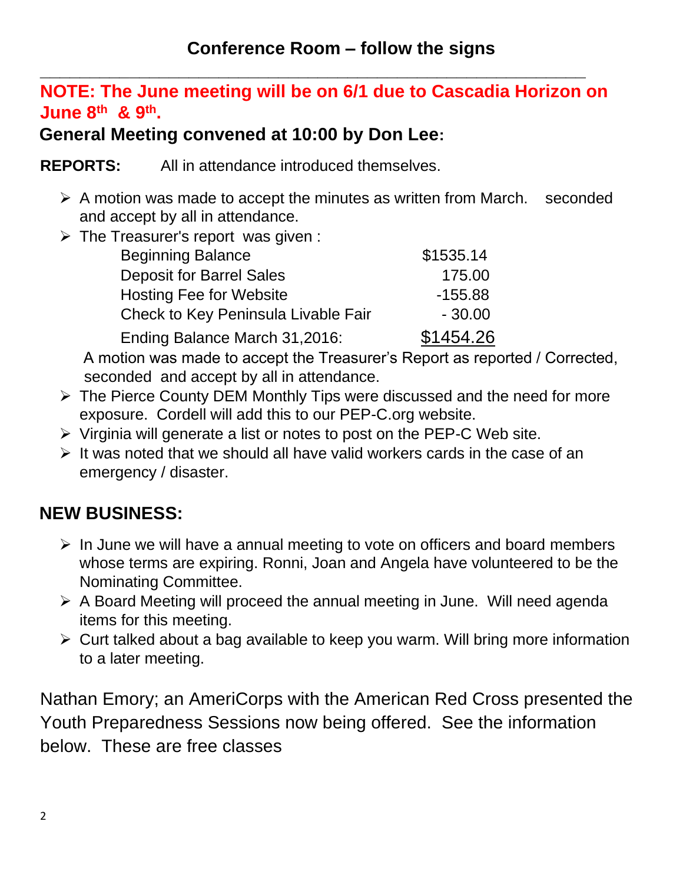## Conference Room – follow the signs

---

**NOTE: The June meeting will be on 6/1 due to Cascadia Horizon on June 8th & 9th.**

**General Meeting convened at 10:00 by Don Lee:**

**REPORTS:** All in attendance introduced themselves.

- A motion was made to accept the minutes as written from March. seconded and accept by all in attendance.
- The Treasurer's report was given :

| | |
|---|---|
| Beginning Balance | $1535.14 |
| Deposit for Barrel Sales | 175.00 |
| Hosting Fee for Website | -155.88 |
| Check to Key Peninsula Livable Fair | - 30.00 |
| Ending Balance March 31,2016: | $1454.26 |

  A motion was made to accept the Treasurer's Report as reported / Corrected, seconded and accept by all in attendance.
- The Pierce County DEM Monthly Tips were discussed and the need for more exposure. Cordell will add this to our PEP-C.org website.
- Virginia will generate a list or notes to post on the PEP-C Web site.
- It was noted that we should all have valid workers cards in the case of an emergency / disaster.

## NEW BUSINESS:

- In June we will have a annual meeting to vote on officers and board members whose terms are expiring. Ronni, Joan and Angela have volunteered to be the Nominating Committee.
- A Board Meeting will proceed the annual meeting in June. Will need agenda items for this meeting.
- Curt talked about a bag available to keep you warm. Will bring more information to a later meeting.

Nathan Emory; an AmeriCorps with the American Red Cross presented the Youth Preparedness Sessions now being offered. See the information below. These are free classes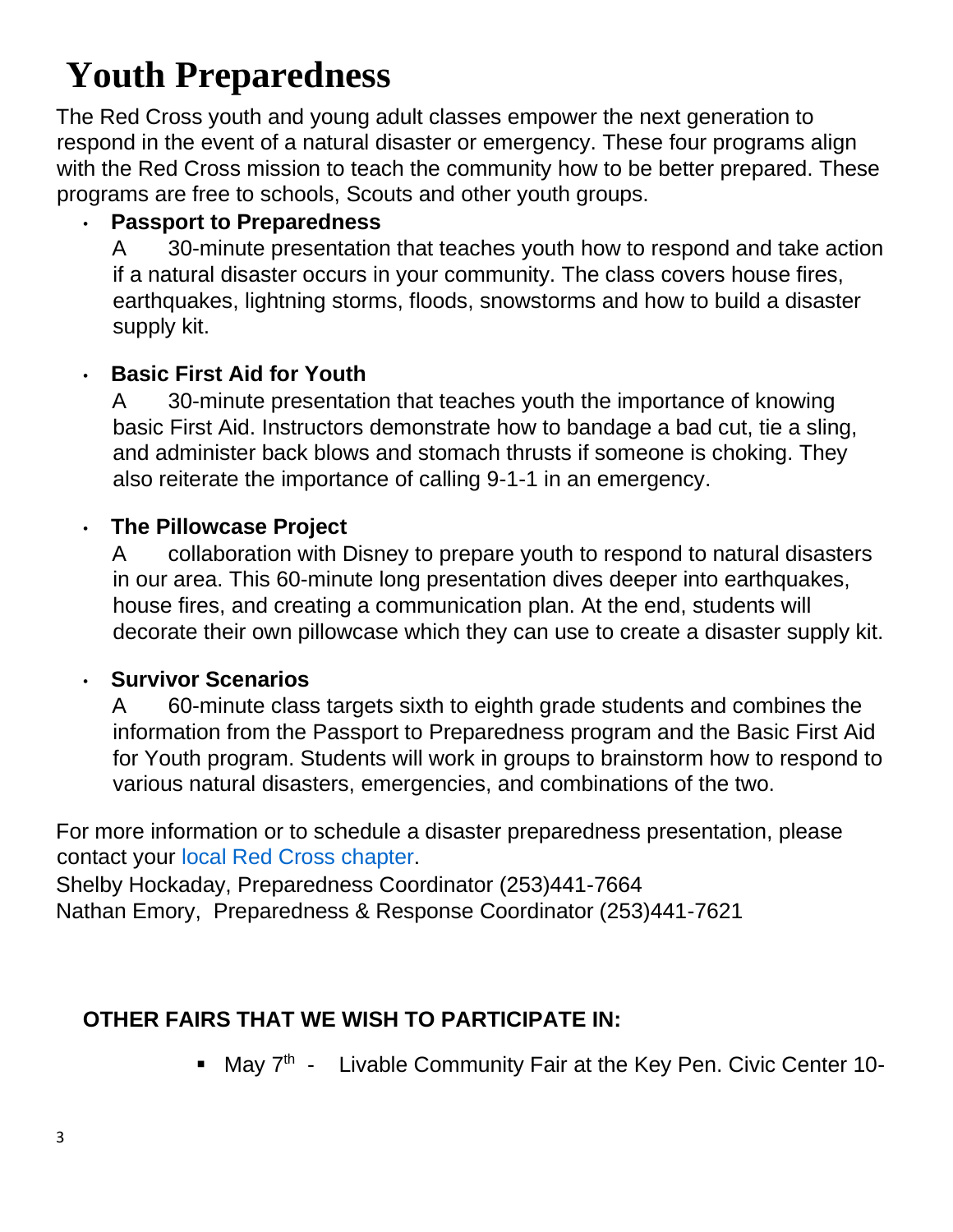# Youth Preparedness

The Red Cross youth and young adult classes empower the next generation to respond in the event of a natural disaster or emergency. These four programs align with the Red Cross mission to teach the community how to be better prepared. These programs are free to schools, Scouts and other youth groups.

- **Passport to Preparedness**

  A 30-minute presentation that teaches youth how to respond and take action if a natural disaster occurs in your community. The class covers house fires, earthquakes, lightning storms, floods, snowstorms and how to build a disaster supply kit.

- **Basic First Aid for Youth**

  A 30-minute presentation that teaches youth the importance of knowing basic First Aid. Instructors demonstrate how to bandage a bad cut, tie a sling, and administer back blows and stomach thrusts if someone is choking. They also reiterate the importance of calling 9-1-1 in an emergency.

- **The Pillowcase Project**

  A collaboration with Disney to prepare youth to respond to natural disasters in our area. This 60-minute long presentation dives deeper into earthquakes, house fires, and creating a communication plan. At the end, students will decorate their own pillowcase which they can use to create a disaster supply kit.

- **Survivor Scenarios**

  A 60-minute class targets sixth to eighth grade students and combines the information from the Passport to Preparedness program and the Basic First Aid for Youth program. Students will work in groups to brainstorm how to respond to various natural disasters, emergencies, and combinations of the two.

For more information or to schedule a disaster preparedness presentation, please contact your local Red Cross chapter.
Shelby Hockaday, Preparedness Coordinator (253)441-7664
Nathan Emory, Preparedness & Response Coordinator (253)441-7621

**OTHER FAIRS THAT WE WISH TO PARTICIPATE IN:**

- May 7th - Livable Community Fair at the Key Pen. Civic Center 10-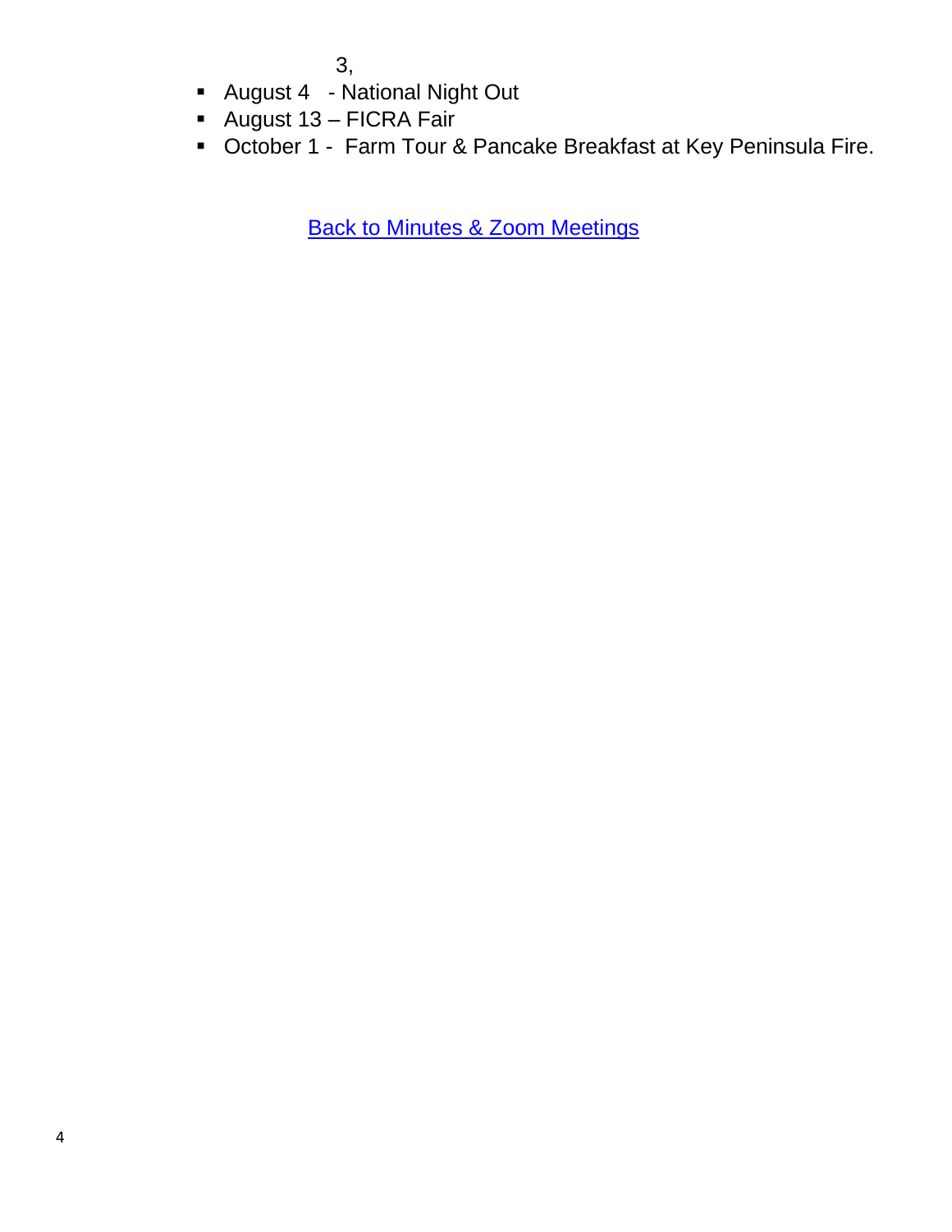3,

- August 4 - National Night Out
- August 13 – FICRA Fair
- October 1 - Farm Tour & Pancake Breakfast at Key Peninsula Fire.

Back to Minutes & Zoom Meetings